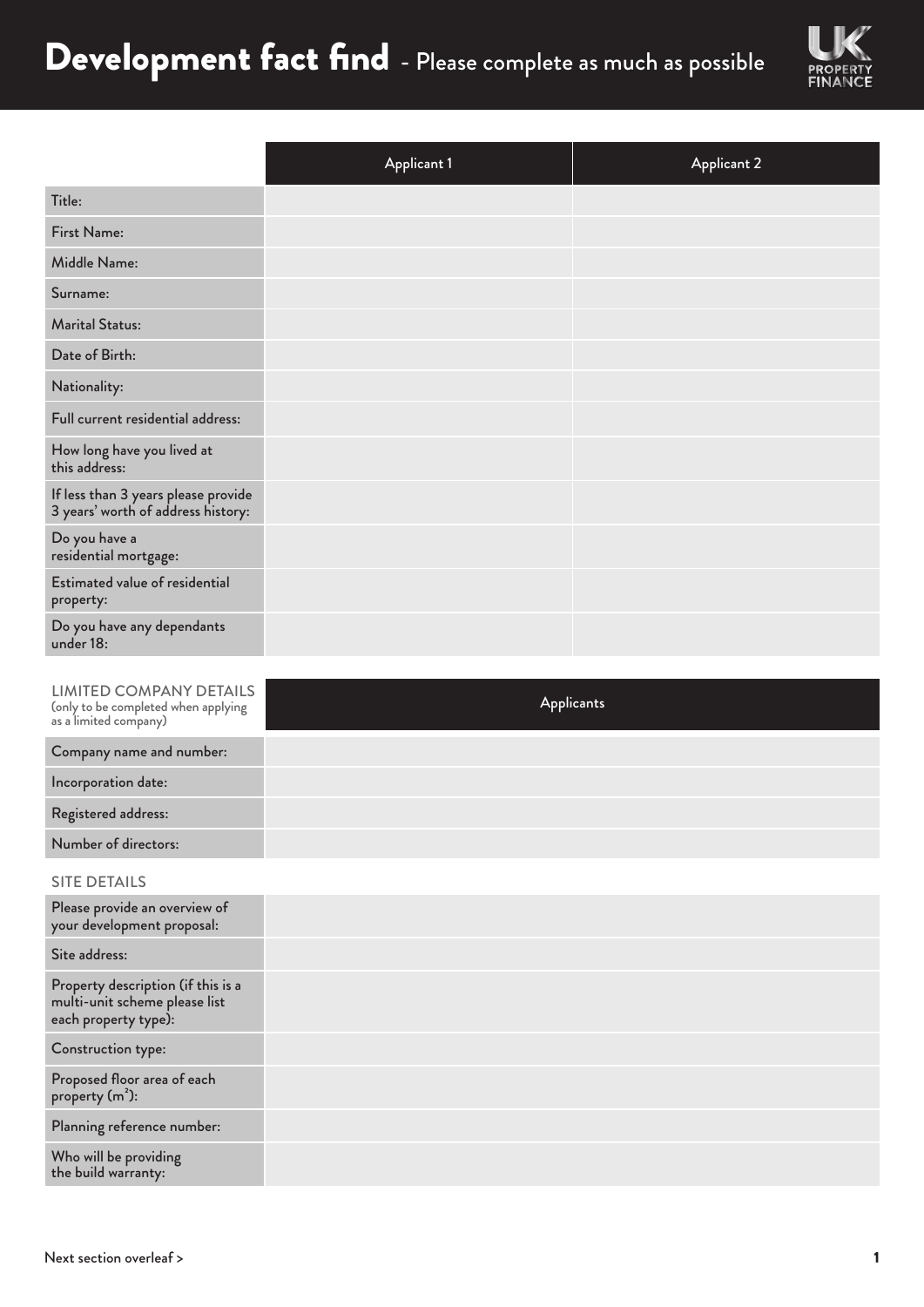# Development fact find - Please complete as much as possible

UK PROPERTY FINANCE

| | Applicant 1 | Applicant 2 |
|---|---|---|
| Title: | | |
| First Name: | | |
| Middle Name: | | |
| Surname: | | |
| Marital Status: | | |
| Date of Birth: | | |
| Nationality: | | |
| Full current residential address: | | |
| How long have you lived at this address: | | |
| If less than 3 years please provide 3 years' worth of address history: | | |
| Do you have a residential mortgage: | | |
| Estimated value of residential property: | | |
| Do you have any dependants under 18: | | |

| LIMITED COMPANY DETAILS (only to be completed when applying as a limited company) | Applicants |
|---|---|
| Company name and number: | |
| Incorporation date: | |
| Registered address: | |
| Number of directors: | |

## SITE DETAILS

| | |
|---|---|
| Please provide an overview of your development proposal: | |
| Site address: | |
| Property description (if this is a multi-unit scheme please list each property type): | |
| Construction type: | |
| Proposed floor area of each property ($m^2$): | |
| Planning reference number: | |
| Who will be providing the build warranty: | |

Next section overleaf >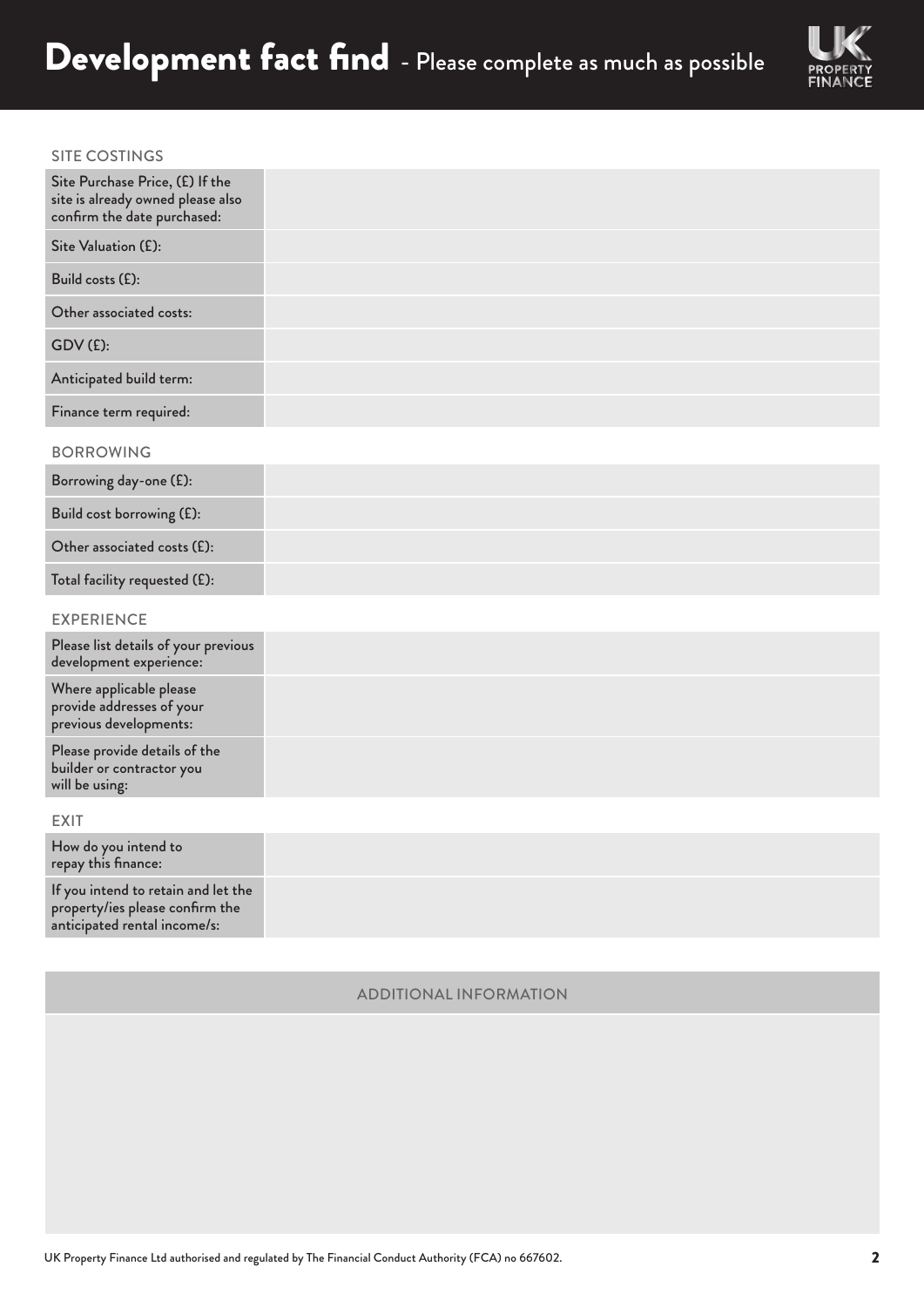# Development fact find - Please complete as much as possible

UK PROPERTY FINANCE

## SITE COSTINGS

| | |
|---|---|
| Site Purchase Price, (£) If the site is already owned please also confirm the date purchased: | |
| Site Valuation (£): | |
| Build costs (£): | |
| Other associated costs: | |
| GDV (£): | |
| Anticipated build term: | |
| Finance term required: | |

## BORROWING

| | |
|---|---|
| Borrowing day-one (£): | |
| Build cost borrowing (£): | |
| Other associated costs (£): | |
| Total facility requested (£): | |

## EXPERIENCE

| | |
|---|---|
| Please list details of your previous development experience: | |
| Where applicable please provide addresses of your previous developments: | |
| Please provide details of the builder or contractor you will be using: | |

## EXIT

| | |
|---|---|
| How do you intend to repay this finance: | |
| If you intend to retain and let the property/ies please confirm the anticipated rental income/s: | |

## ADDITIONAL INFORMATION

UK Property Finance Ltd authorised and regulated by The Financial Conduct Authority (FCA) no 667602.